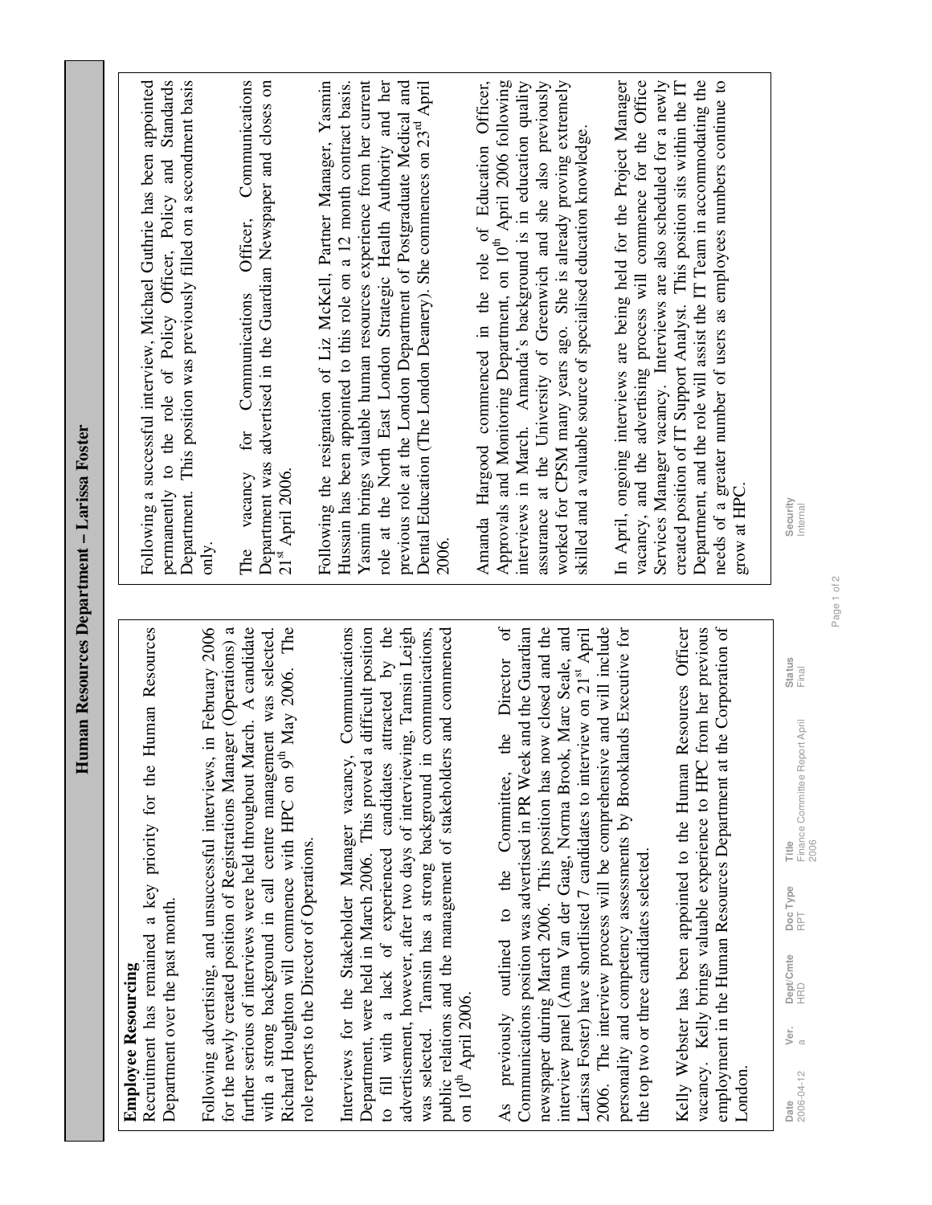# Human Resources Department – Larissa Foster

**Employee Resourcing**

Recruitment has remained a key priority for the Human Resources Department over the past month.

Following advertising, and unsuccessful interviews, in February 2006 for the newly created position of Registrations Manager (Operations) a further serious of interviews were held throughout March. A candidate with a strong background in call centre management was selected. Richard Houghton will commence with HPC on 9th May 2006. The role reports to the Director of Operations.

Interviews for the Stakeholder Manager vacancy, Communications Department, were held in March 2006. This proved a difficult position to fill with a lack of experienced candidates attracted by the advertisement, however, after two days of interviewing, Tamsin Leigh was selected. Tamsin has a strong background in communications, public relations and the management of stakeholders and commenced on 10th April 2006.

As previously outlined to the Committee, the Director of Communications position was advertised in PR Week and the Guardian newspaper during March 2006. This position has now closed and the interview panel (Anna Van der Gaag, Norma Brook, Marc Seale, and Larissa Foster) have shortlisted 7 candidates to interview on 21st April 2006. The interview process will be comprehensive and will include personality and competency assessments by Brooklands Executive for the top two or three candidates selected.

Kelly Webster has been appointed to the Human Resources Officer vacancy. Kelly brings valuable experience to HPC from her previous employment in the Human Resources Department at the Corporation of London.

Following a successful interview, Michael Guthrie has been appointed permanently to the role of Policy Officer, Policy and Standards Department. This position was previously filled on a secondment basis only.

The vacancy for Communications Officer, Communications Department was advertised in the Guardian Newspaper and closes on 21st April 2006.

Following the resignation of Liz McKell, Partner Manager, Yasmin Hussain has been appointed to this role on a 12 month contract basis. Yasmin brings valuable human resources experience from her current role at the North East London Strategic Health Authority and her previous role at the London Department of Postgraduate Medical and Dental Education (The London Deanery). She commences on 23rd April 2006.

Amanda Hargood commenced in the role of Education Officer, Approvals and Monitoring Department, on 10th April 2006 following interviews in March. Amanda's background is in education quality assurance at the University of Greenwich and she also previously worked for CPSM many years ago. She is already proving extremely skilled and a valuable source of specialised education knowledge.

In April, ongoing interviews are being held for the Project Manager vacancy, and the advertising process will commence for the Office Services Manager vacancy. Interviews are also scheduled for a newly created position of IT Support Analyst. This position sits within the IT Department, and the role will assist the IT Team in accommodating the needs of a greater number of users as employees numbers continue to grow at HPC.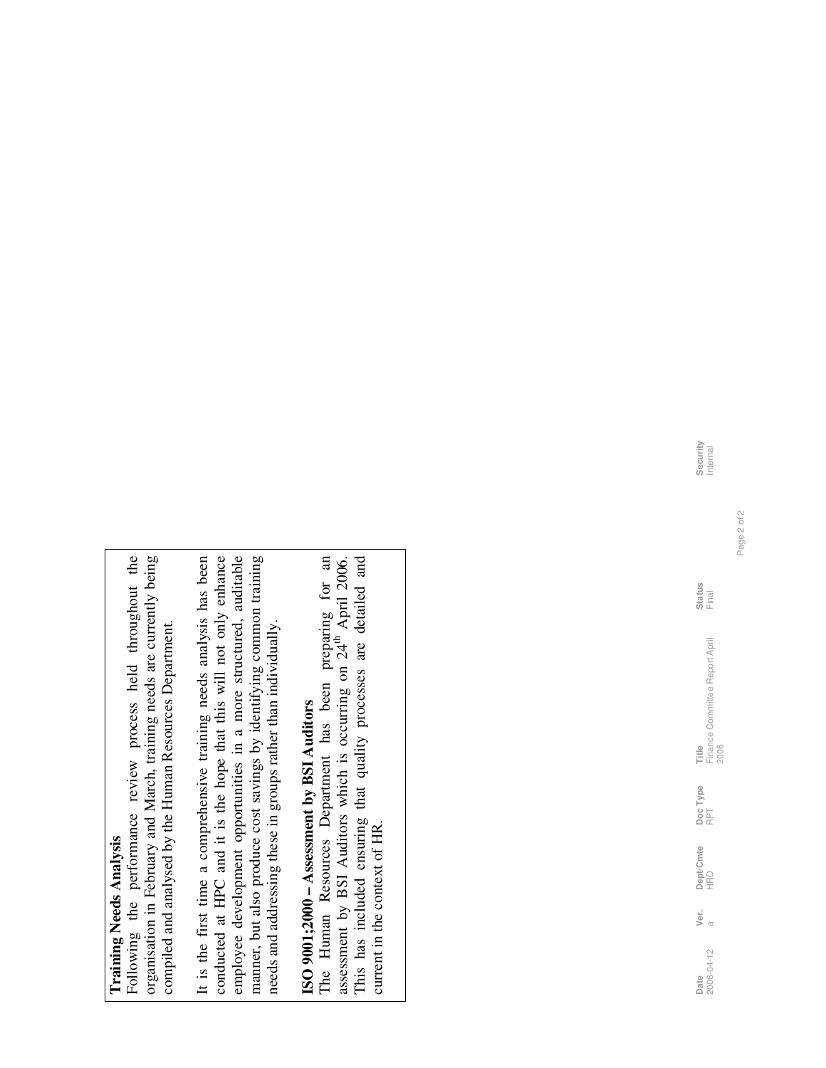**Training Needs Analysis**

Following the performance review process held throughout the organisation in February and March, training needs are currently being compiled and analysed by the Human Resources Department.

It is the first time a comprehensive training needs analysis has been conducted at HPC and it is the hope that this will not only enhance employee development opportunities in a more structured, auditable manner, but also produce cost savings by identifying common training needs and addressing these in groups rather than individually.

**ISO 9001;2000 – Assessment by BSI Auditors**

The Human Resources Department has been preparing for an assessment by BSI Auditors which is occurring on 24th April 2006. This has included ensuring that quality processes are detailed and current in the context of HR.